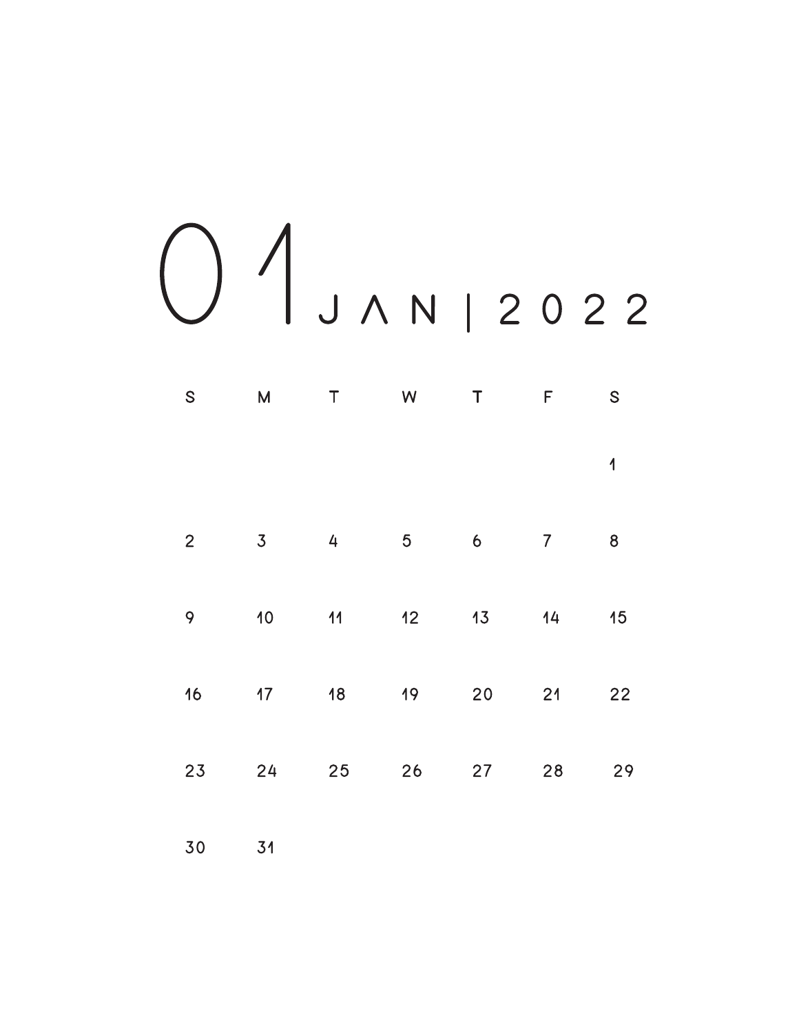# 01 JAN | 2022

| S | M | T | W | T | F | S |
|---|---|---|---|---|---|---|
| | | | | | | 1 |
| 2 | 3 | 4 | 5 | 6 | 7 | 8 |
| 9 | 10 | 11 | 12 | 13 | 14 | 15 |
| 16 | 17 | 18 | 19 | 20 | 21 | 22 |
| 23 | 24 | 25 | 26 | 27 | 28 | 29 |
| 30 | 31 | | | | | |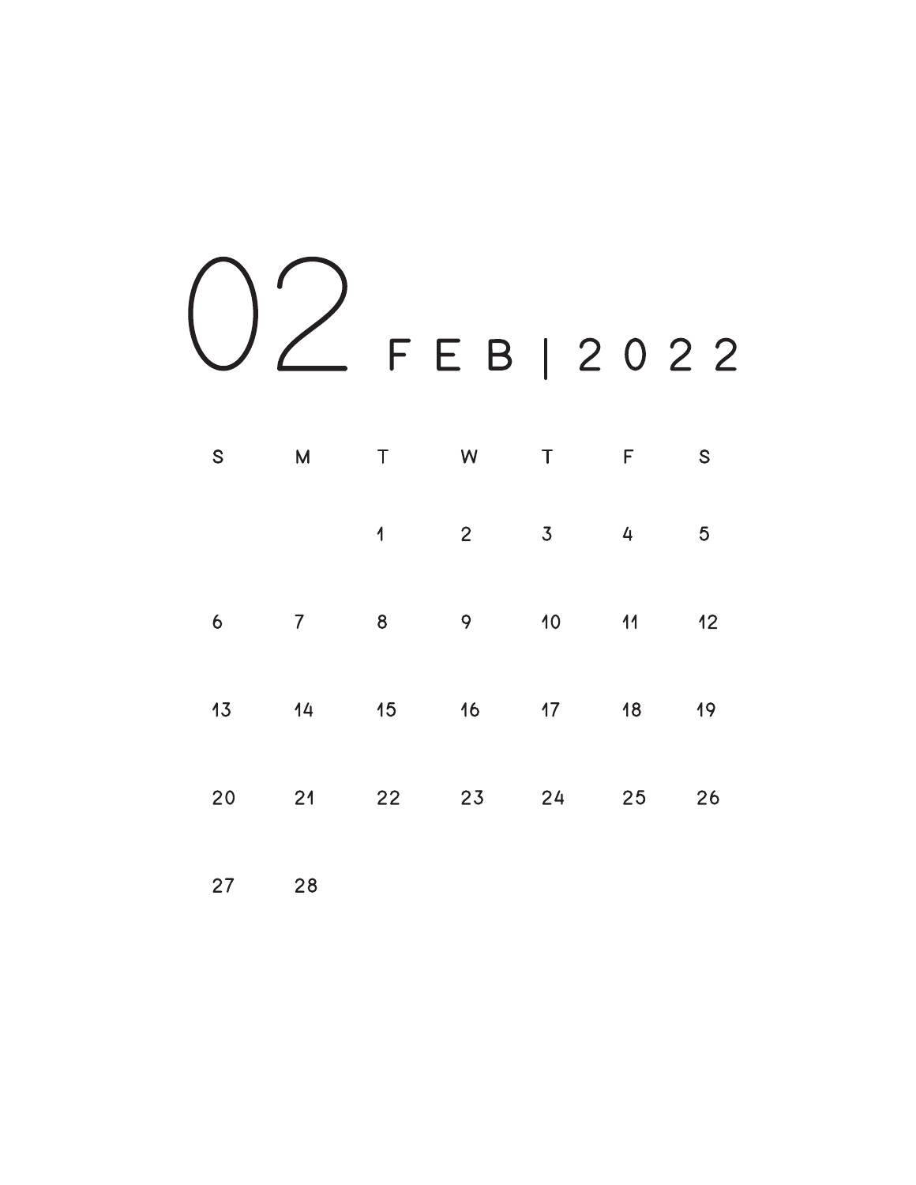# 02 FEB | 2022

| S | M | T | W | T | F | S |
|---|---|---|---|---|---|---|
| | | 1 | 2 | 3 | 4 | 5 |
| 6 | 7 | 8 | 9 | 10 | 11 | 12 |
| 13 | 14 | 15 | 16 | 17 | 18 | 19 |
| 20 | 21 | 22 | 23 | 24 | 25 | 26 |
| 27 | 28 | | | | | |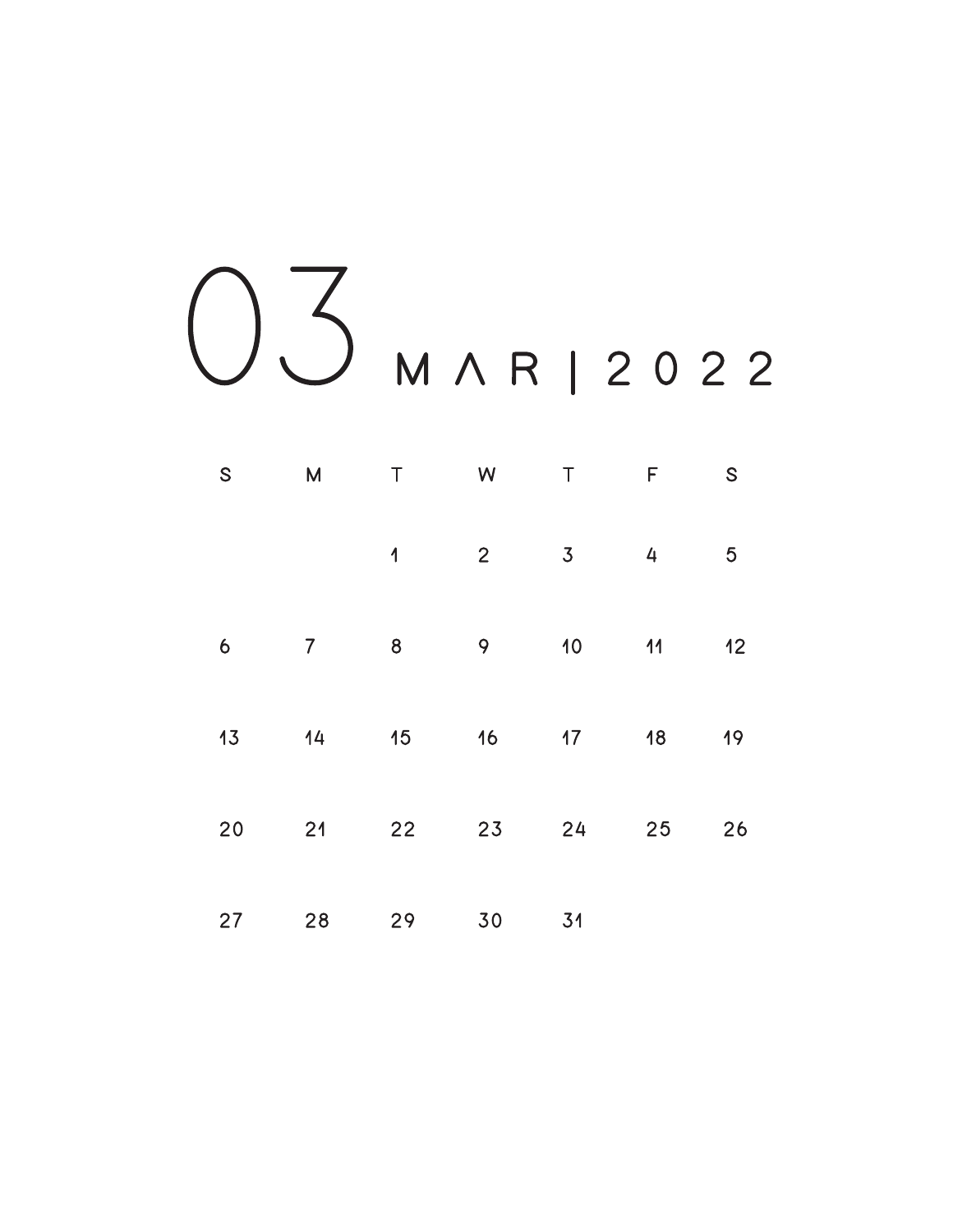# 03 MAR | 2022

| S | M | T | W | T | F | S |
|---|---|---|---|---|---|---|
| | | 1 | 2 | 3 | 4 | 5 |
| 6 | 7 | 8 | 9 | 10 | 11 | 12 |
| 13 | 14 | 15 | 16 | 17 | 18 | 19 |
| 20 | 21 | 22 | 23 | 24 | 25 | 26 |
| 27 | 28 | 29 | 30 | 31 | | |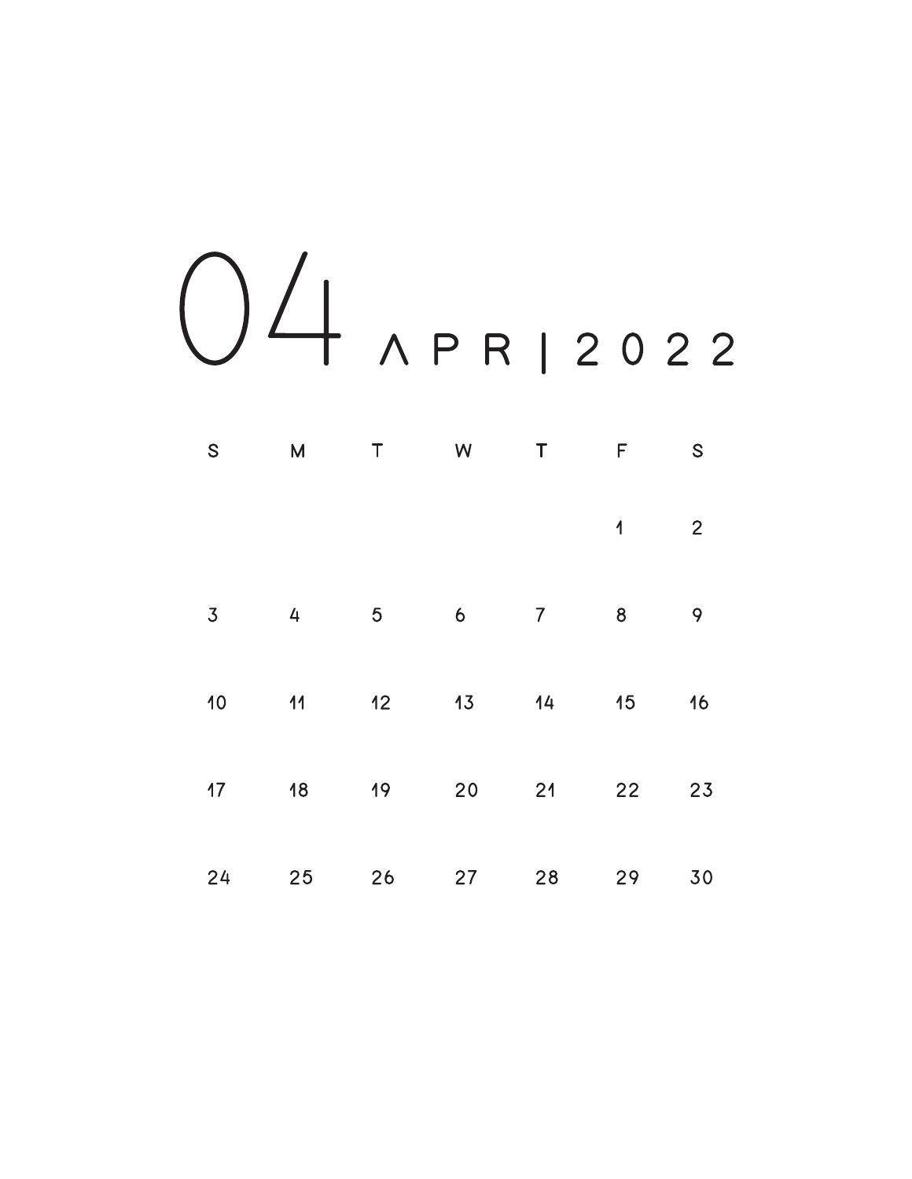# 04 APR | 2022

| S | M | T | W | T | F | S |
|---|---|---|---|---|---|---|
| | | | | | 1 | 2 |
| 3 | 4 | 5 | 6 | 7 | 8 | 9 |
| 10 | 11 | 12 | 13 | 14 | 15 | 16 |
| 17 | 18 | 19 | 20 | 21 | 22 | 23 |
| 24 | 25 | 26 | 27 | 28 | 29 | 30 |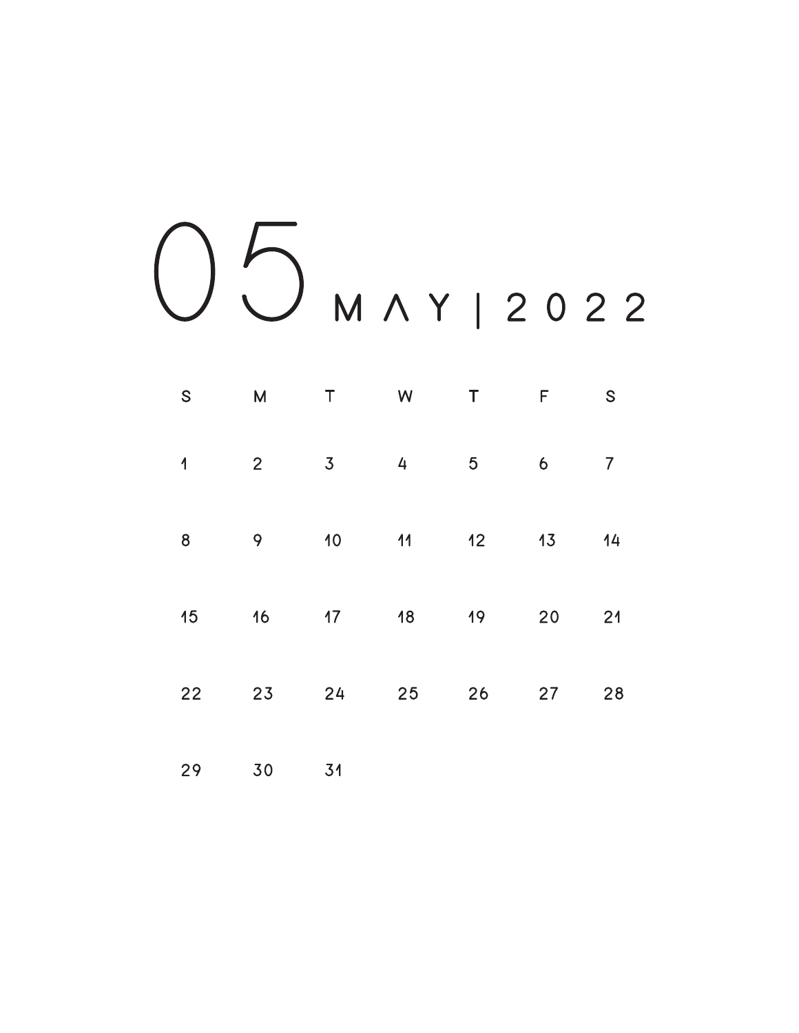# 05 MAY | 2022

| S | M | T | W | T | F | S |
|---|---|---|---|---|---|---|
| 1 | 2 | 3 | 4 | 5 | 6 | 7 |
| 8 | 9 | 10 | 11 | 12 | 13 | 14 |
| 15 | 16 | 17 | 18 | 19 | 20 | 21 |
| 22 | 23 | 24 | 25 | 26 | 27 | 28 |
| 29 | 30 | 31 | | | | |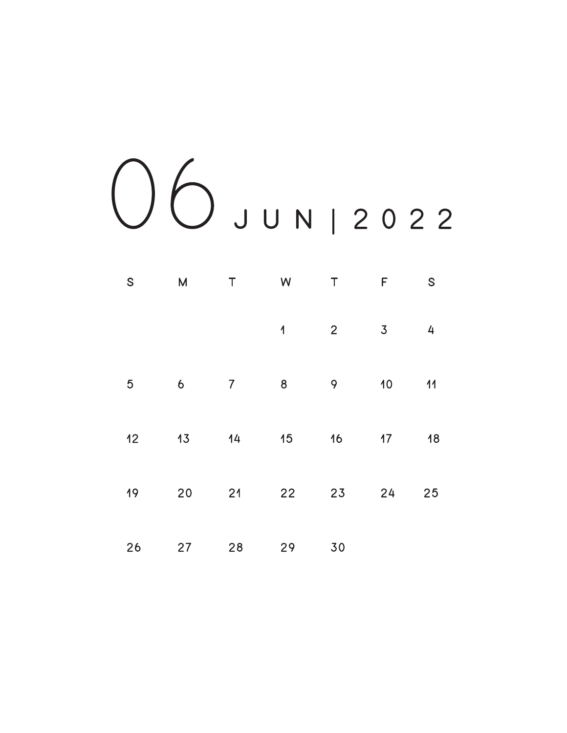# 06 JUN | 2022

| S | M | T | W | T | F | S |
|---|---|---|---|---|---|---|
| | | | 1 | 2 | 3 | 4 |
| 5 | 6 | 7 | 8 | 9 | 10 | 11 |
| 12 | 13 | 14 | 15 | 16 | 17 | 18 |
| 19 | 20 | 21 | 22 | 23 | 24 | 25 |
| 26 | 27 | 28 | 29 | 30 | | |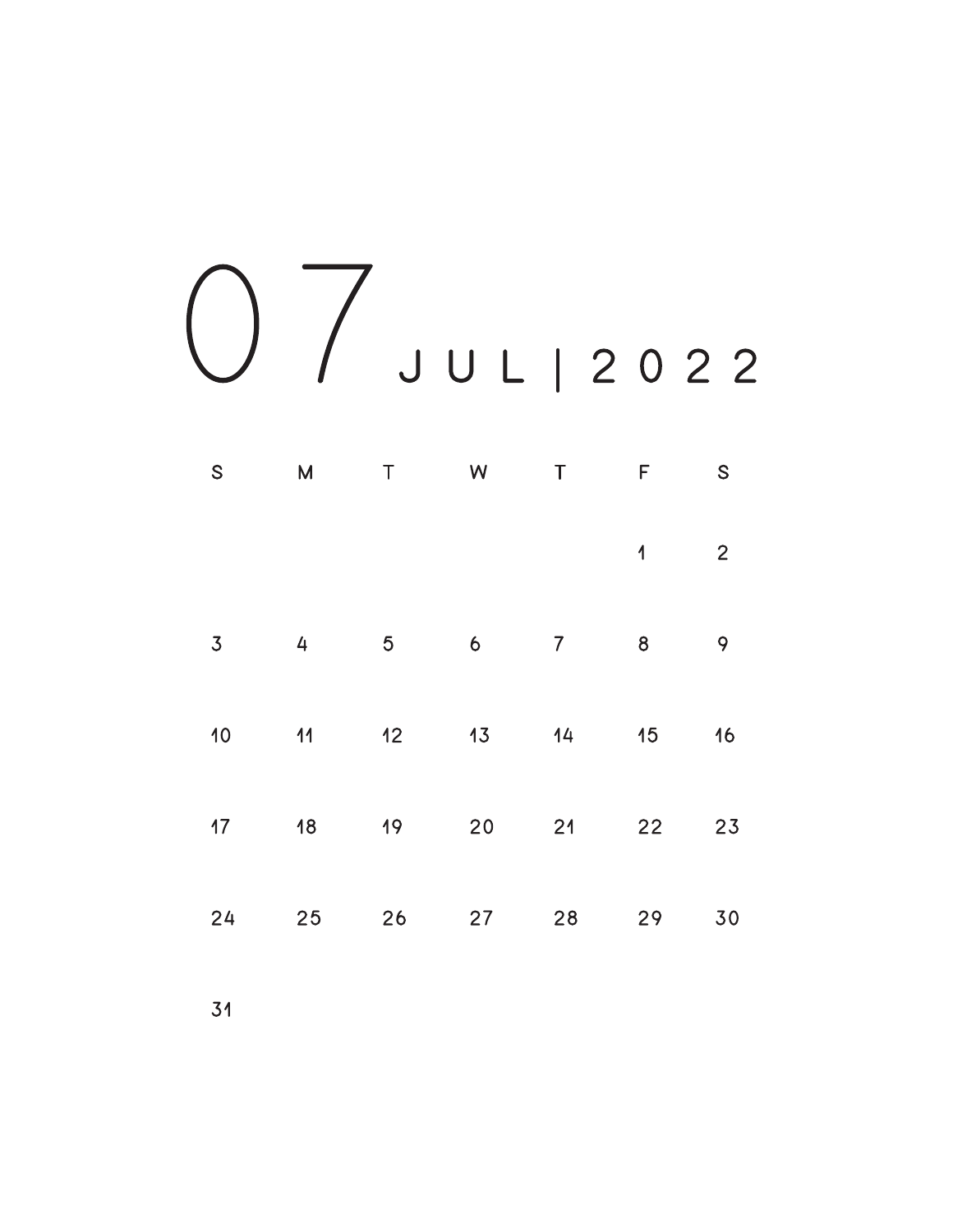# 07 JUL | 2022

| S | M | T | W | T | F | S |
|---|---|---|---|---|---|---|
| | | | | | 1 | 2 |
| 3 | 4 | 5 | 6 | 7 | 8 | 9 |
| 10 | 11 | 12 | 13 | 14 | 15 | 16 |
| 17 | 18 | 19 | 20 | 21 | 22 | 23 |
| 24 | 25 | 26 | 27 | 28 | 29 | 30 |
| 31 | | | | | | |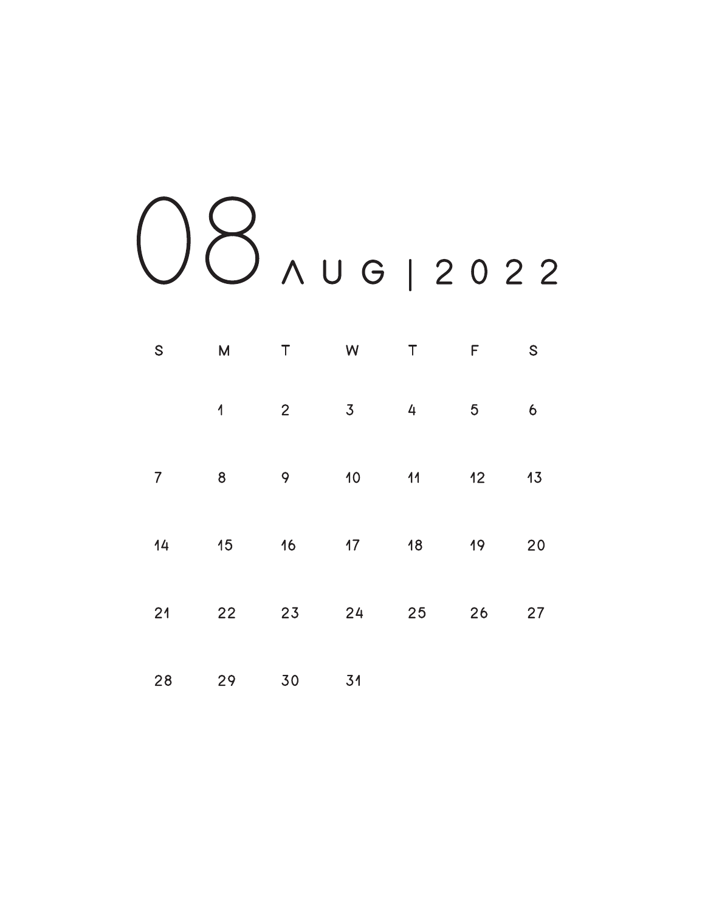# 08 AUG | 2022

| S | M | T | W | T | F | S |
|---|---|---|---|---|---|---|
| | 1 | 2 | 3 | 4 | 5 | 6 |
| 7 | 8 | 9 | 10 | 11 | 12 | 13 |
| 14 | 15 | 16 | 17 | 18 | 19 | 20 |
| 21 | 22 | 23 | 24 | 25 | 26 | 27 |
| 28 | 29 | 30 | 31 | | | |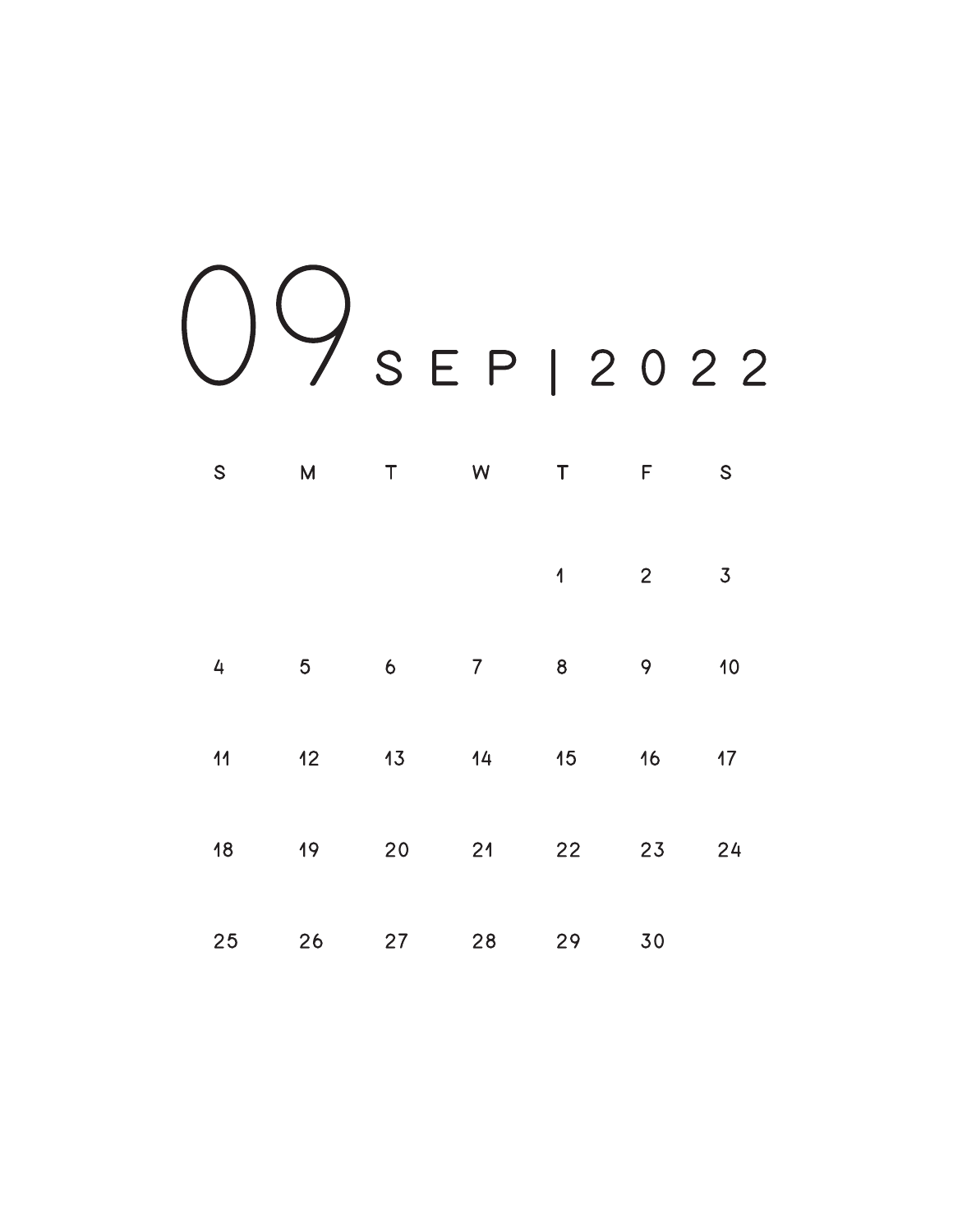# 09 SEP | 2022

| S | M | T | W | T | F | S |
|---|---|---|---|---|---|---|
| | | | | 1 | 2 | 3 |
| 4 | 5 | 6 | 7 | 8 | 9 | 10 |
| 11 | 12 | 13 | 14 | 15 | 16 | 17 |
| 18 | 19 | 20 | 21 | 22 | 23 | 24 |
| 25 | 26 | 27 | 28 | 29 | 30 | |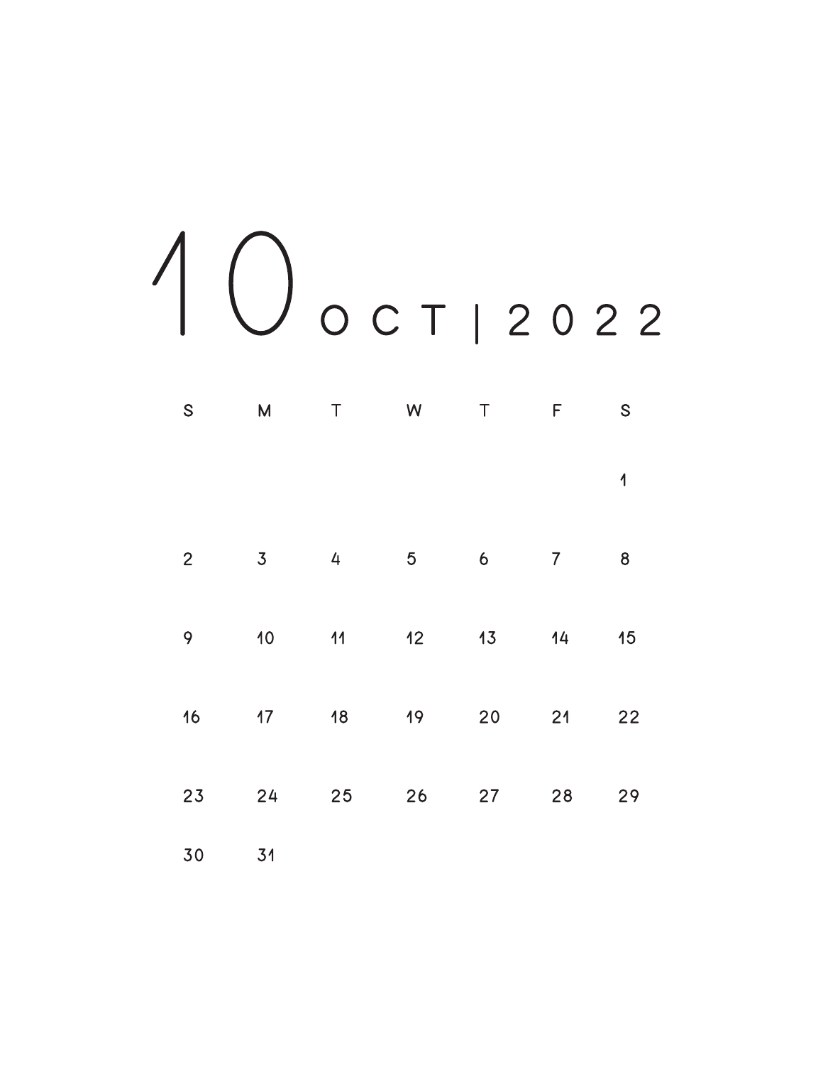# 10 OCT | 2022

| S | M | T | W | T | F | S |
|---|---|---|---|---|---|---|
| | | | | | | 1 |
| 2 | 3 | 4 | 5 | 6 | 7 | 8 |
| 9 | 10 | 11 | 12 | 13 | 14 | 15 |
| 16 | 17 | 18 | 19 | 20 | 21 | 22 |
| 23 | 24 | 25 | 26 | 27 | 28 | 29 |
| 30 | 31 | | | | | |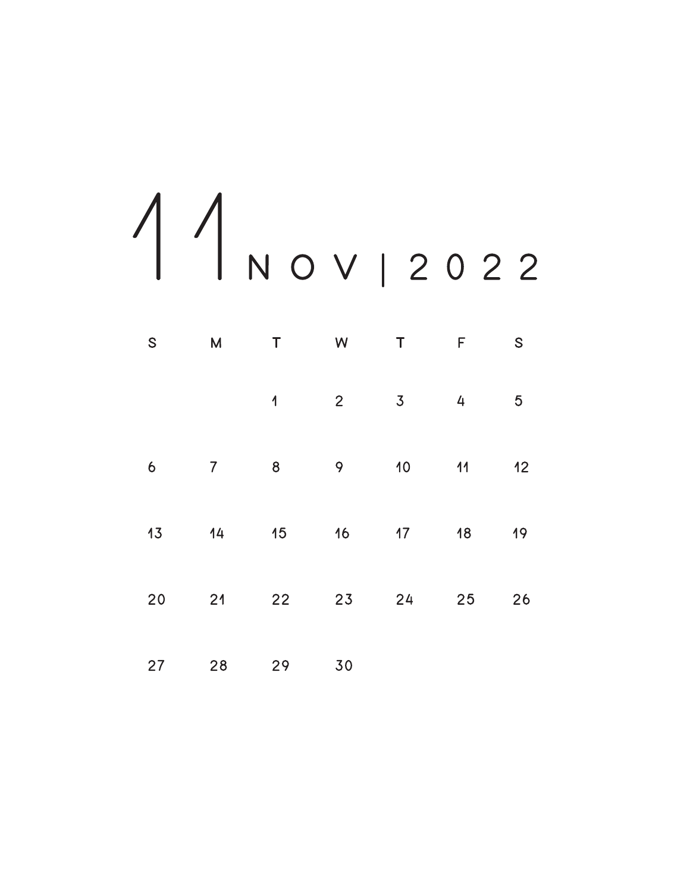# 11 NOV | 2022

| S | M | T | W | T | F | S |
|---|---|---|---|---|---|---|
| | | 1 | 2 | 3 | 4 | 5 |
| 6 | 7 | 8 | 9 | 10 | 11 | 12 |
| 13 | 14 | 15 | 16 | 17 | 18 | 19 |
| 20 | 21 | 22 | 23 | 24 | 25 | 26 |
| 27 | 28 | 29 | 30 | | | |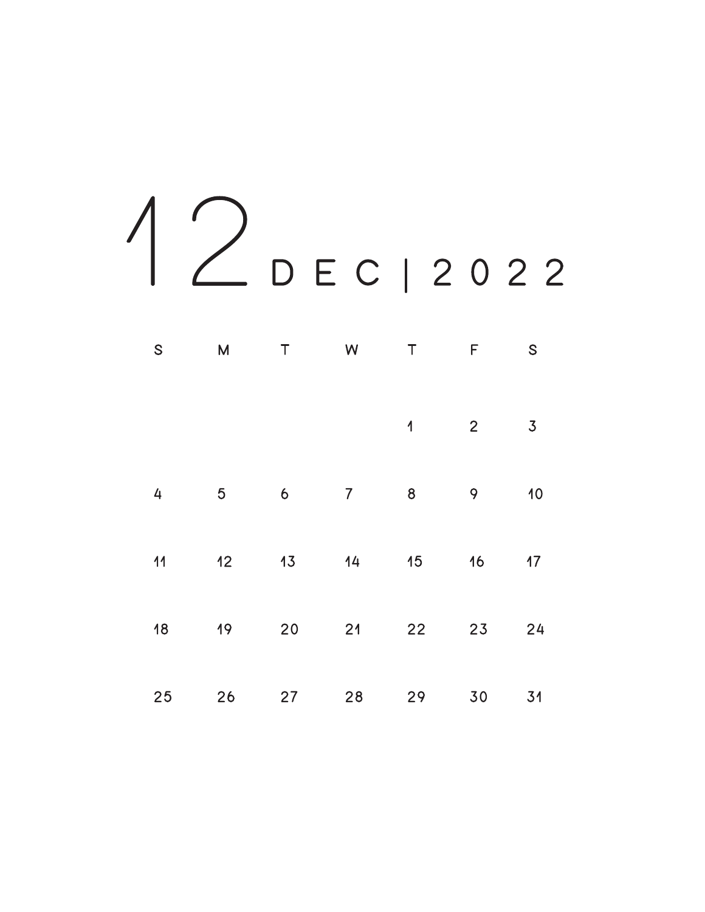# 12 DEC | 2022

| S | M | T | W | T | F | S |
|---|---|---|---|---|---|---|
| | | | | 1 | 2 | 3 |
| 4 | 5 | 6 | 7 | 8 | 9 | 10 |
| 11 | 12 | 13 | 14 | 15 | 16 | 17 |
| 18 | 19 | 20 | 21 | 22 | 23 | 24 |
| 25 | 26 | 27 | 28 | 29 | 30 | 31 |